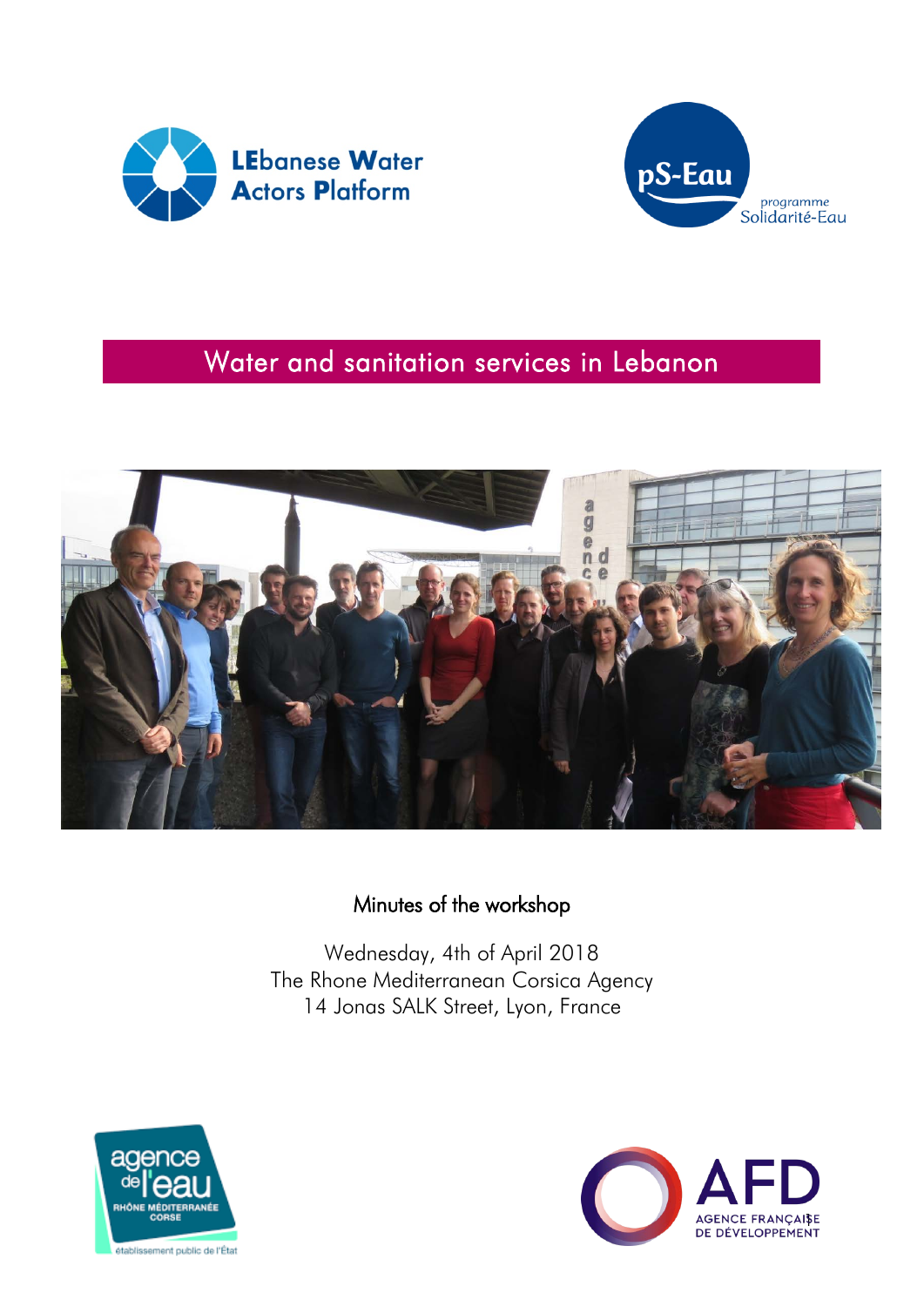LEbanese Water Actors Platform

pS-Eau programme Solidarité-Eau

# Water and sanitation services in Lebanon

## Minutes of the workshop

Wednesday, 4th of April 2018
The Rhone Mediterranean Corsica Agency
14 Jonas SALK Street, Lyon, France

agence de l'eau RHÔNE MÉDITERRANÉE CORSE
établissement public de l'État

AFD AGENCE FRANÇAISE DE DÉVELOPPEMENT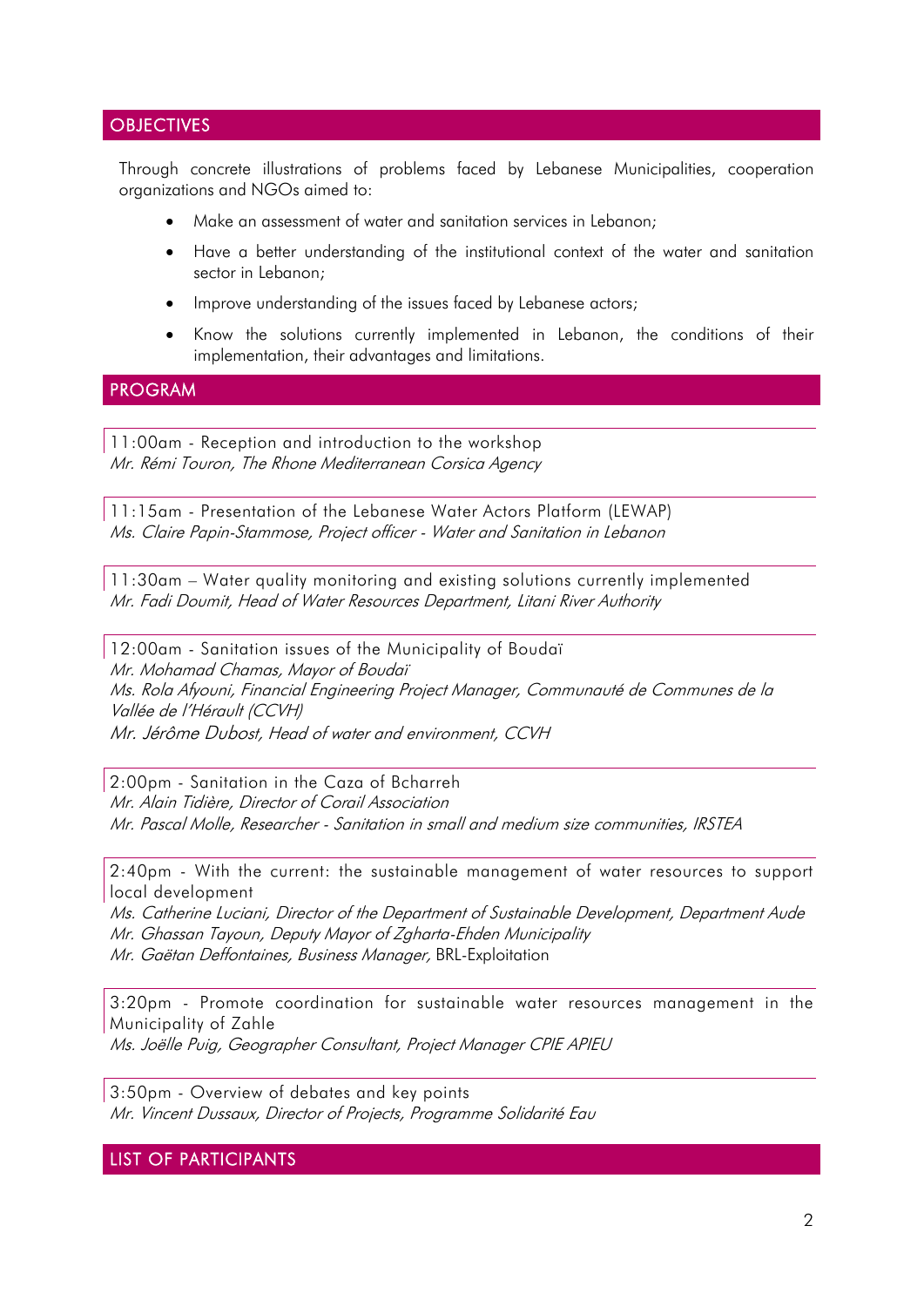## OBJECTIVES

Through concrete illustrations of problems faced by Lebanese Municipalities, cooperation organizations and NGOs aimed to:

- Make an assessment of water and sanitation services in Lebanon;
- Have a better understanding of the institutional context of the water and sanitation sector in Lebanon;
- Improve understanding of the issues faced by Lebanese actors;
- Know the solutions currently implemented in Lebanon, the conditions of their implementation, their advantages and limitations.

## PROGRAM

11:00am - Reception and introduction to the workshop
*Mr. Rémi Touron, The Rhone Mediterranean Corsica Agency*

11:15am - Presentation of the Lebanese Water Actors Platform (LEWAP)
*Ms. Claire Papin-Stammose, Project officer - Water and Sanitation in Lebanon*

11:30am – Water quality monitoring and existing solutions currently implemented
*Mr. Fadi Doumit, Head of Water Resources Department, Litani River Authority*

12:00am - Sanitation issues of the Municipality of Boudaï
*Mr. Mohamad Chamas, Mayor of Boudaï*
*Ms. Rola Afyouni, Financial Engineering Project Manager, Communauté de Communes de la Vallée de l'Hérault (CCVH)*
*Mr. Jérôme Dubost, Head of water and environment, CCVH*

2:00pm - Sanitation in the Caza of Bcharreh
*Mr. Alain Tidière, Director of Corail Association*
*Mr. Pascal Molle, Researcher - Sanitation in small and medium size communities, IRSTEA*

2:40pm - With the current: the sustainable management of water resources to support local development
*Ms. Catherine Luciani, Director of the Department of Sustainable Development, Department Aude*
*Mr. Ghassan Tayoun, Deputy Mayor of Zgharta-Ehden Municipality*
*Mr. Gaëtan Deffontaines, Business Manager,* BRL-Exploitation

3:20pm - Promote coordination for sustainable water resources management in the Municipality of Zahle
*Ms. Joëlle Puig, Geographer Consultant, Project Manager CPIE APIEU*

3:50pm - Overview of debates and key points
*Mr. Vincent Dussaux, Director of Projects, Programme Solidarité Eau*

## LIST OF PARTICIPANTS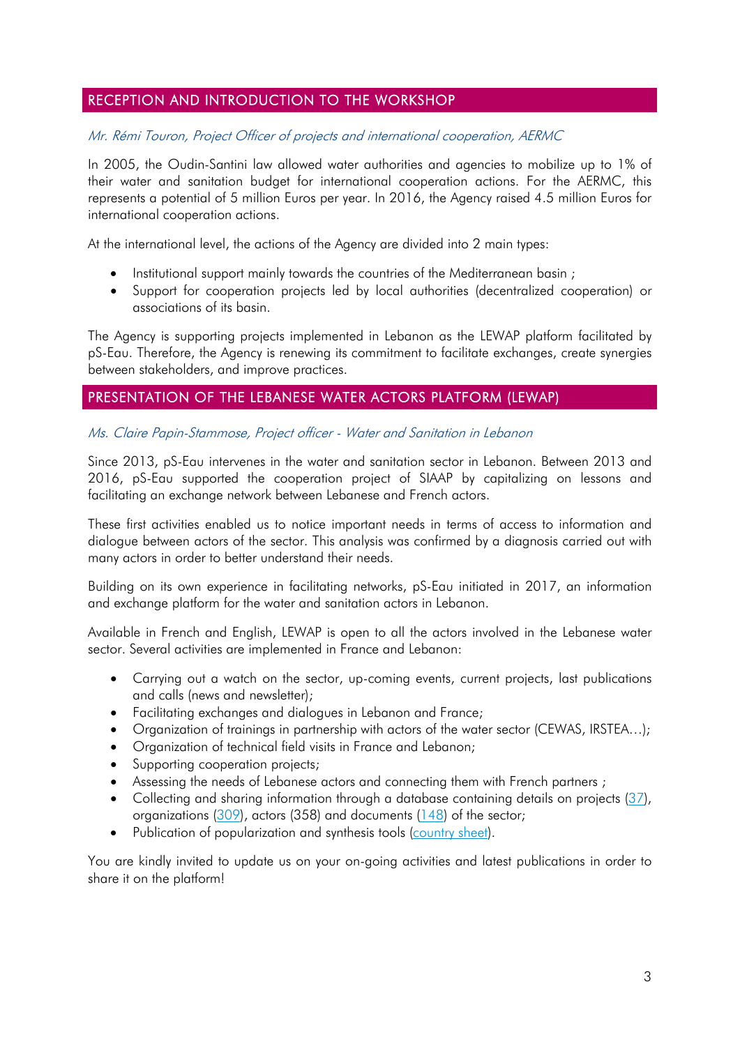## RECEPTION AND INTRODUCTION TO THE WORKSHOP

*Mr. Rémi Touron, Project Officer of projects and international cooperation, AERMC*

In 2005, the Oudin-Santini law allowed water authorities and agencies to mobilize up to 1% of their water and sanitation budget for international cooperation actions. For the AERMC, this represents a potential of 5 million Euros per year. In 2016, the Agency raised 4.5 million Euros for international cooperation actions.

At the international level, the actions of the Agency are divided into 2 main types:

- Institutional support mainly towards the countries of the Mediterranean basin ;
- Support for cooperation projects led by local authorities (decentralized cooperation) or associations of its basin.

The Agency is supporting projects implemented in Lebanon as the LEWAP platform facilitated by pS-Eau. Therefore, the Agency is renewing its commitment to facilitate exchanges, create synergies between stakeholders, and improve practices.

## PRESENTATION OF THE LEBANESE WATER ACTORS PLATFORM (LEWAP)

*Ms. Claire Papin-Stammose, Project officer - Water and Sanitation in Lebanon*

Since 2013, pS-Eau intervenes in the water and sanitation sector in Lebanon. Between 2013 and 2016, pS-Eau supported the cooperation project of SIAAP by capitalizing on lessons and facilitating an exchange network between Lebanese and French actors.

These first activities enabled us to notice important needs in terms of access to information and dialogue between actors of the sector. This analysis was confirmed by a diagnosis carried out with many actors in order to better understand their needs.

Building on its own experience in facilitating networks, pS-Eau initiated in 2017, an information and exchange platform for the water and sanitation actors in Lebanon.

Available in French and English, LEWAP is open to all the actors involved in the Lebanese water sector. Several activities are implemented in France and Lebanon:

- Carrying out a watch on the sector, up-coming events, current projects, last publications and calls (news and newsletter);
- Facilitating exchanges and dialogues in Lebanon and France;
- Organization of trainings in partnership with actors of the water sector (CEWAS, IRSTEA…);
- Organization of technical field visits in France and Lebanon;
- Supporting cooperation projects;
- Assessing the needs of Lebanese actors and connecting them with French partners ;
- Collecting and sharing information through a database containing details on projects (37), organizations (309), actors (358) and documents (148) of the sector;
- Publication of popularization and synthesis tools (country sheet).

You are kindly invited to update us on your on-going activities and latest publications in order to share it on the platform!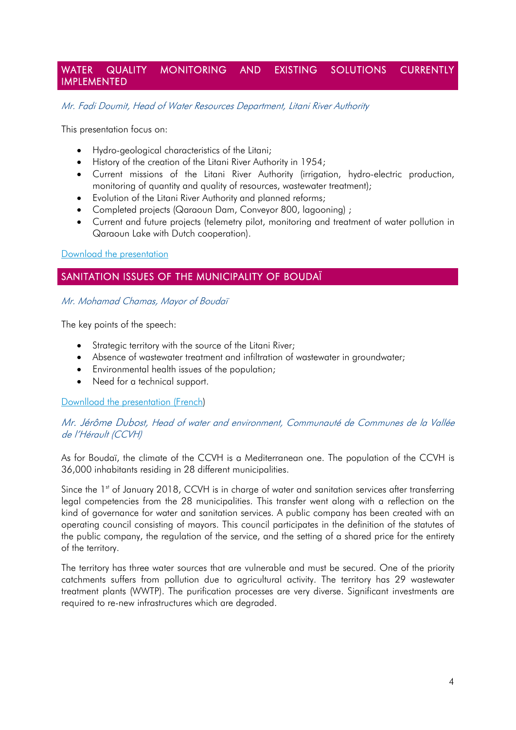## WATER QUALITY MONITORING AND EXISTING SOLUTIONS CURRENTLY IMPLEMENTED

*Mr. Fadi Doumit, Head of Water Resources Department, Litani River Authority*

This presentation focus on:

- Hydro-geological characteristics of the Litani;
- History of the creation of the Litani River Authority in 1954;
- Current missions of the Litani River Authority (irrigation, hydro-electric production, monitoring of quantity and quality of resources, wastewater treatment);
- Evolution of the Litani River Authority and planned reforms;
- Completed projects (Qaraoun Dam, Conveyor 800, lagooning) ;
- Current and future projects (telemetry pilot, monitoring and treatment of water pollution in Qaraoun Lake with Dutch cooperation).

Download the presentation

## SANITATION ISSUES OF THE MUNICIPALITY OF BOUDAÏ

*Mr. Mohamad Chamas, Mayor of Boudaï*

The key points of the speech:

- Strategic territory with the source of the Litani River;
- Absence of wastewater treatment and infiltration of wastewater in groundwater;
- Environmental health issues of the population;
- Need for a technical support.

Downlload the presentation (French)

*Mr. Jérôme Dubost, Head of water and environment, Communauté de Communes de la Vallée de l'Hérault (CCVH)*

As for Boudaï, the climate of the CCVH is a Mediterranean one. The population of the CCVH is 36,000 inhabitants residing in 28 different municipalities.

Since the 1st of January 2018, CCVH is in charge of water and sanitation services after transferring legal competencies from the 28 municipalities. This transfer went along with a reflection on the kind of governance for water and sanitation services. A public company has been created with an operating council consisting of mayors. This council participates in the definition of the statutes of the public company, the regulation of the service, and the setting of a shared price for the entirety of the territory.

The territory has three water sources that are vulnerable and must be secured. One of the priority catchments suffers from pollution due to agricultural activity. The territory has 29 wastewater treatment plants (WWTP). The purification processes are very diverse. Significant investments are required to re-new infrastructures which are degraded.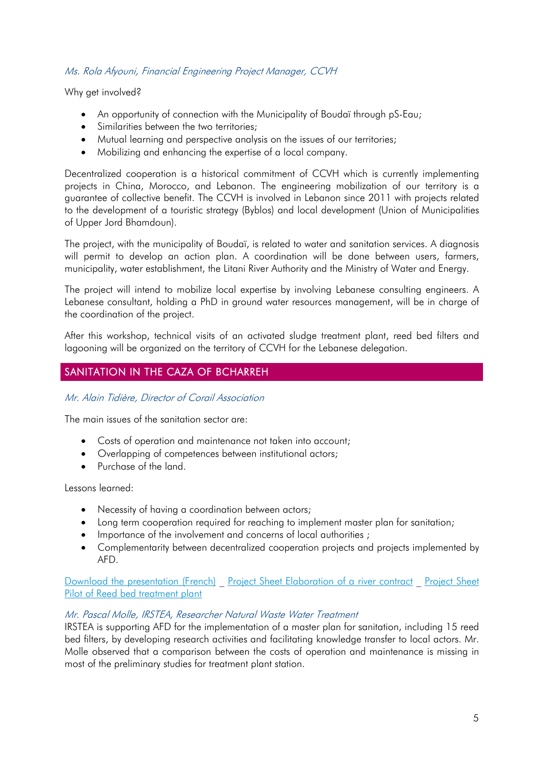*Ms. Rola Afyouni, Financial Engineering Project Manager, CCVH*

Why get involved?

- An opportunity of connection with the Municipality of Boudaï through pS-Eau;
- Similarities between the two territories;
- Mutual learning and perspective analysis on the issues of our territories;
- Mobilizing and enhancing the expertise of a local company.

Decentralized cooperation is a historical commitment of CCVH which is currently implementing projects in China, Morocco, and Lebanon. The engineering mobilization of our territory is a guarantee of collective benefit. The CCVH is involved in Lebanon since 2011 with projects related to the development of a touristic strategy (Byblos) and local development (Union of Municipalities of Upper Jord Bhamdoun).

The project, with the municipality of Boudaï, is related to water and sanitation services. A diagnosis will permit to develop an action plan. A coordination will be done between users, farmers, municipality, water establishment, the Litani River Authority and the Ministry of Water and Energy.

The project will intend to mobilize local expertise by involving Lebanese consulting engineers. A Lebanese consultant, holding a PhD in ground water resources management, will be in charge of the coordination of the project.

After this workshop, technical visits of an activated sludge treatment plant, reed bed filters and lagooning will be organized on the territory of CCVH for the Lebanese delegation.

## SANITATION IN THE CAZA OF BCHARREH

*Mr. Alain Tidière, Director of Corail Association*

The main issues of the sanitation sector are:

- Costs of operation and maintenance not taken into account;
- Overlapping of competences between institutional actors;
- Purchase of the land.

Lessons learned:

- Necessity of having a coordination between actors;
- Long term cooperation required for reaching to implement master plan for sanitation;
- Importance of the involvement and concerns of local authorities ;
- Complementarity between decentralized cooperation projects and projects implemented by AFD.

Download the presentation (French) _ Project Sheet Elaboration of a river contract _ Project Sheet Pilot of Reed bed treatment plant

*Mr. Pascal Molle, IRSTEA, Researcher Natural Waste Water Treatment*

IRSTEA is supporting AFD for the implementation of a master plan for sanitation, including 15 reed bed filters, by developing research activities and facilitating knowledge transfer to local actors. Mr. Molle observed that a comparison between the costs of operation and maintenance is missing in most of the preliminary studies for treatment plant station.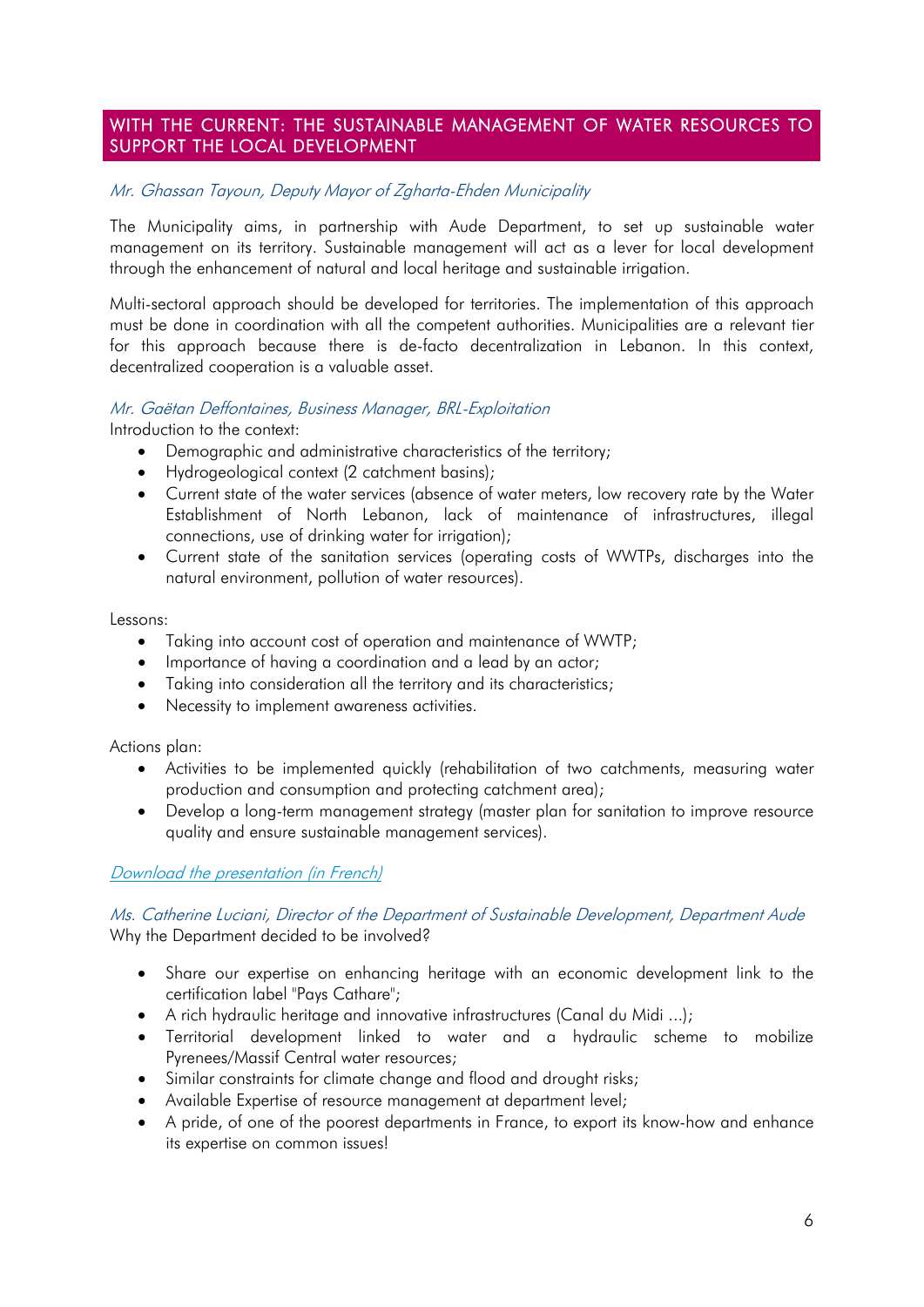## WITH THE CURRENT: THE SUSTAINABLE MANAGEMENT OF WATER RESOURCES TO SUPPORT THE LOCAL DEVELOPMENT

*Mr. Ghassan Tayoun, Deputy Mayor of Zgharta-Ehden Municipality*

The Municipality aims, in partnership with Aude Department, to set up sustainable water management on its territory. Sustainable management will act as a lever for local development through the enhancement of natural and local heritage and sustainable irrigation.

Multi-sectoral approach should be developed for territories. The implementation of this approach must be done in coordination with all the competent authorities. Municipalities are a relevant tier for this approach because there is de-facto decentralization in Lebanon. In this context, decentralized cooperation is a valuable asset.

*Mr. Gaëtan Deffontaines, Business Manager, BRL-Exploitation*

Introduction to the context:

- Demographic and administrative characteristics of the territory;
- Hydrogeological context (2 catchment basins);
- Current state of the water services (absence of water meters, low recovery rate by the Water Establishment of North Lebanon, lack of maintenance of infrastructures, illegal connections, use of drinking water for irrigation);
- Current state of the sanitation services (operating costs of WWTPs, discharges into the natural environment, pollution of water resources).

Lessons:

- Taking into account cost of operation and maintenance of WWTP;
- Importance of having a coordination and a lead by an actor;
- Taking into consideration all the territory and its characteristics;
- Necessity to implement awareness activities.

Actions plan:

- Activities to be implemented quickly (rehabilitation of two catchments, measuring water production and consumption and protecting catchment area);
- Develop a long-term management strategy (master plan for sanitation to improve resource quality and ensure sustainable management services).

*Download the presentation (in French)*

*Ms. Catherine Luciani, Director of the Department of Sustainable Development, Department Aude*

Why the Department decided to be involved?

- Share our expertise on enhancing heritage with an economic development link to the certification label "Pays Cathare";
- A rich hydraulic heritage and innovative infrastructures (Canal du Midi ...);
- Territorial development linked to water and a hydraulic scheme to mobilize Pyrenees/Massif Central water resources;
- Similar constraints for climate change and flood and drought risks;
- Available Expertise of resource management at department level;
- A pride, of one of the poorest departments in France, to export its know-how and enhance its expertise on common issues!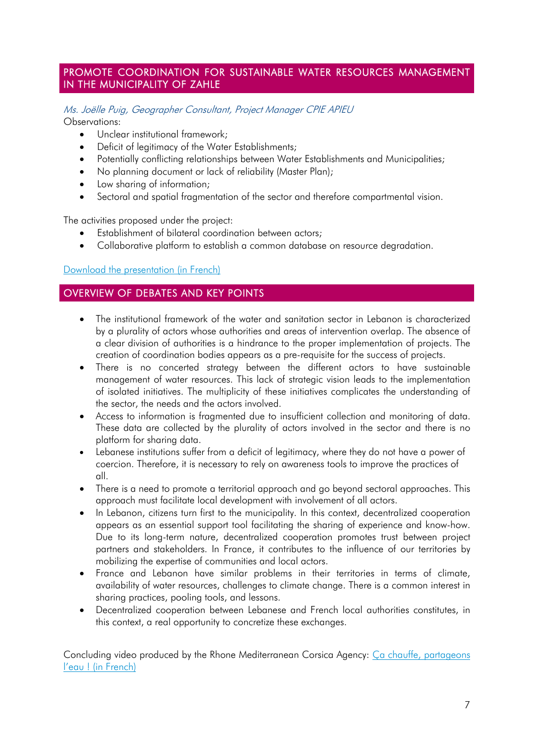## PROMOTE COORDINATION FOR SUSTAINABLE WATER RESOURCES MANAGEMENT IN THE MUNICIPALITY OF ZAHLE

*Ms. Joëlle Puig, Geographer Consultant, Project Manager CPIE APIEU*

Observations:

- Unclear institutional framework;
- Deficit of legitimacy of the Water Establishments;
- Potentially conflicting relationships between Water Establishments and Municipalities;
- No planning document or lack of reliability (Master Plan);
- Low sharing of information;
- Sectoral and spatial fragmentation of the sector and therefore compartmental vision.

The activities proposed under the project:

- Establishment of bilateral coordination between actors;
- Collaborative platform to establish a common database on resource degradation.

Download the presentation (in French)

## OVERVIEW OF DEBATES AND KEY POINTS

- The institutional framework of the water and sanitation sector in Lebanon is characterized by a plurality of actors whose authorities and areas of intervention overlap. The absence of a clear division of authorities is a hindrance to the proper implementation of projects. The creation of coordination bodies appears as a pre-requisite for the success of projects.
- There is no concerted strategy between the different actors to have sustainable management of water resources. This lack of strategic vision leads to the implementation of isolated initiatives. The multiplicity of these initiatives complicates the understanding of the sector, the needs and the actors involved.
- Access to information is fragmented due to insufficient collection and monitoring of data. These data are collected by the plurality of actors involved in the sector and there is no platform for sharing data.
- Lebanese institutions suffer from a deficit of legitimacy, where they do not have a power of coercion. Therefore, it is necessary to rely on awareness tools to improve the practices of all.
- There is a need to promote a territorial approach and go beyond sectoral approaches. This approach must facilitate local development with involvement of all actors.
- In Lebanon, citizens turn first to the municipality. In this context, decentralized cooperation appears as an essential support tool facilitating the sharing of experience and know-how. Due to its long-term nature, decentralized cooperation promotes trust between project partners and stakeholders. In France, it contributes to the influence of our territories by mobilizing the expertise of communities and local actors.
- France and Lebanon have similar problems in their territories in terms of climate, availability of water resources, challenges to climate change. There is a common interest in sharing practices, pooling tools, and lessons.
- Decentralized cooperation between Lebanese and French local authorities constitutes, in this context, a real opportunity to concretize these exchanges.

Concluding video produced by the Rhone Mediterranean Corsica Agency: Ça chauffe, partageons l'eau ! (in French)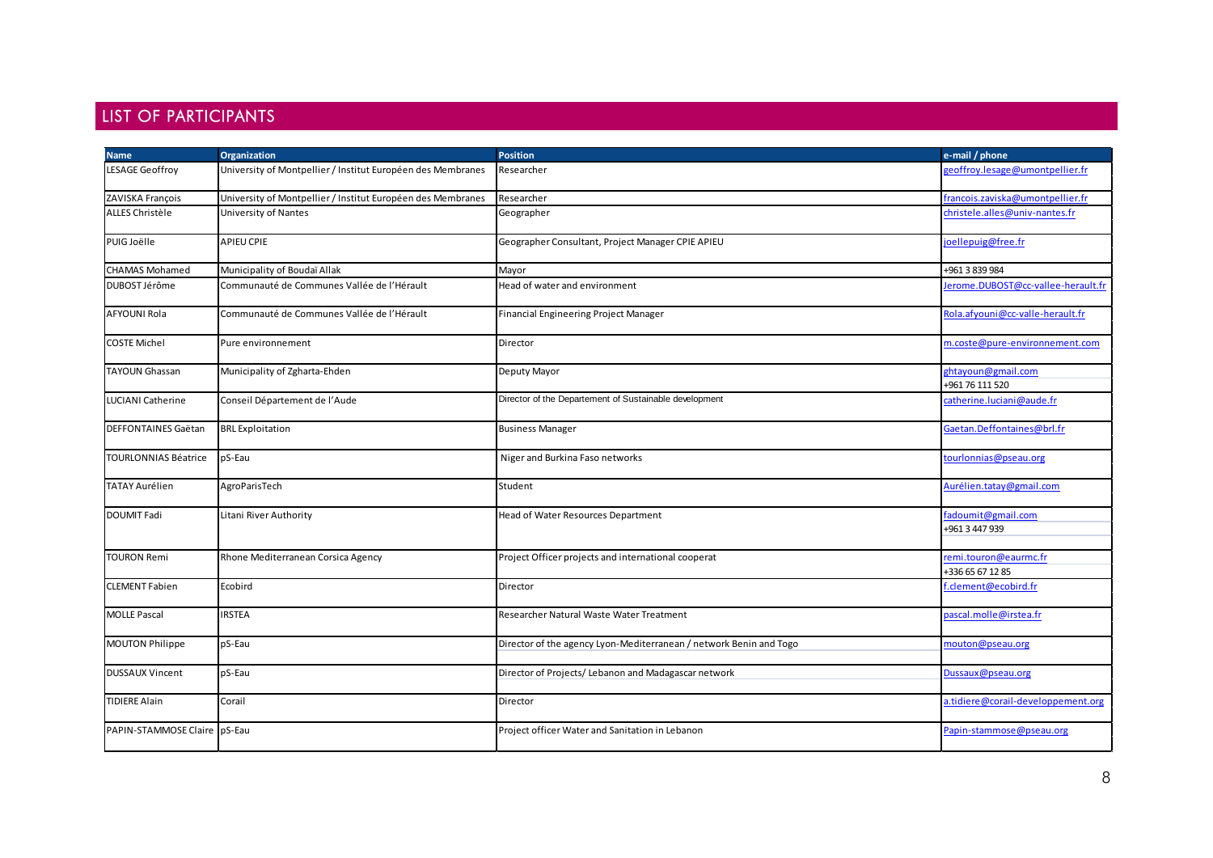## LIST OF PARTICIPANTS

| Name | Organization | Position | e-mail / phone |
|---|---|---|---|
| LESAGE Geoffroy | University of Montpellier / Institut Européen des Membranes | Researcher | geoffroy.lesage@umontpellier.fr |
| ZAVISKA François | University of Montpellier / Institut Européen des Membranes | Researcher | francois.zaviska@umontpellier.fr |
| ALLES Christèle | University of Nantes | Geographer | christele.alles@univ-nantes.fr |
| PUIG Joëlle | APIEU CPIE | Geographer Consultant, Project Manager CPIE APIEU | joellepuig@free.fr |
| CHAMAS Mohamed | Municipality of Boudaï Allak | Mayor | +961 3 839 984 |
| DUBOST Jérôme | Communauté de Communes Vallée de l'Hérault | Head of water and environment | Jerome.DUBOST@cc-vallee-herault.fr |
| AFYOUNI Rola | Communauté de Communes Vallée de l'Hérault | Financial Engineering Project Manager | Rola.afyouni@cc-valle-herault.fr |
| COSTE Michel | Pure environnement | Director | m.coste@pure-environnement.com |
| TAYOUN Ghassan | Municipality of Zgharta-Ehden | Deputy Mayor | ghtayoun@gmail.com<br>+961 76 111 520 |
| LUCIANI Catherine | Conseil Département de l'Aude | Director of the Departement of Sustainable development | catherine.luciani@aude.fr |
| DEFFONTAINES Gaëtan | BRL Exploitation | Business Manager | Gaetan.Deffontaines@brl.fr |
| TOURLONNIAS Béatrice | pS-Eau | Niger and Burkina Faso networks | tourlonnias@pseau.org |
| TATAY Aurélien | AgroParisTech | Student | Aurélien.tatay@gmail.com |
| DOUMIT Fadi | Litani River Authority | Head of Water Resources Department | fadoumit@gmail.com<br>+961 3 447 939 |
| TOURON Remi | Rhone Mediterranean Corsica Agency | Project Officer projects and international cooperat | remi.touron@eaurmc.fr<br>+336 65 67 12 85 |
| CLEMENT Fabien | Ecobird | Director | f.clement@ecobird.fr |
| MOLLE Pascal | IRSTEA | Researcher Natural Waste Water Treatment | pascal.molle@irstea.fr |
| MOUTON Philippe | pS-Eau | Director of the agency Lyon-Mediterranean / network Benin and Togo | mouton@pseau.org |
| DUSSAUX Vincent | pS-Eau | Director of Projects/ Lebanon and Madagascar network | Dussaux@pseau.org |
| TIDIERE Alain | Corail | Director | a.tidiere@corail-developpement.org |
| PAPIN-STAMMOSE Claire | pS-Eau | Project officer Water and Sanitation in Lebanon | Papin-stammose@pseau.org |